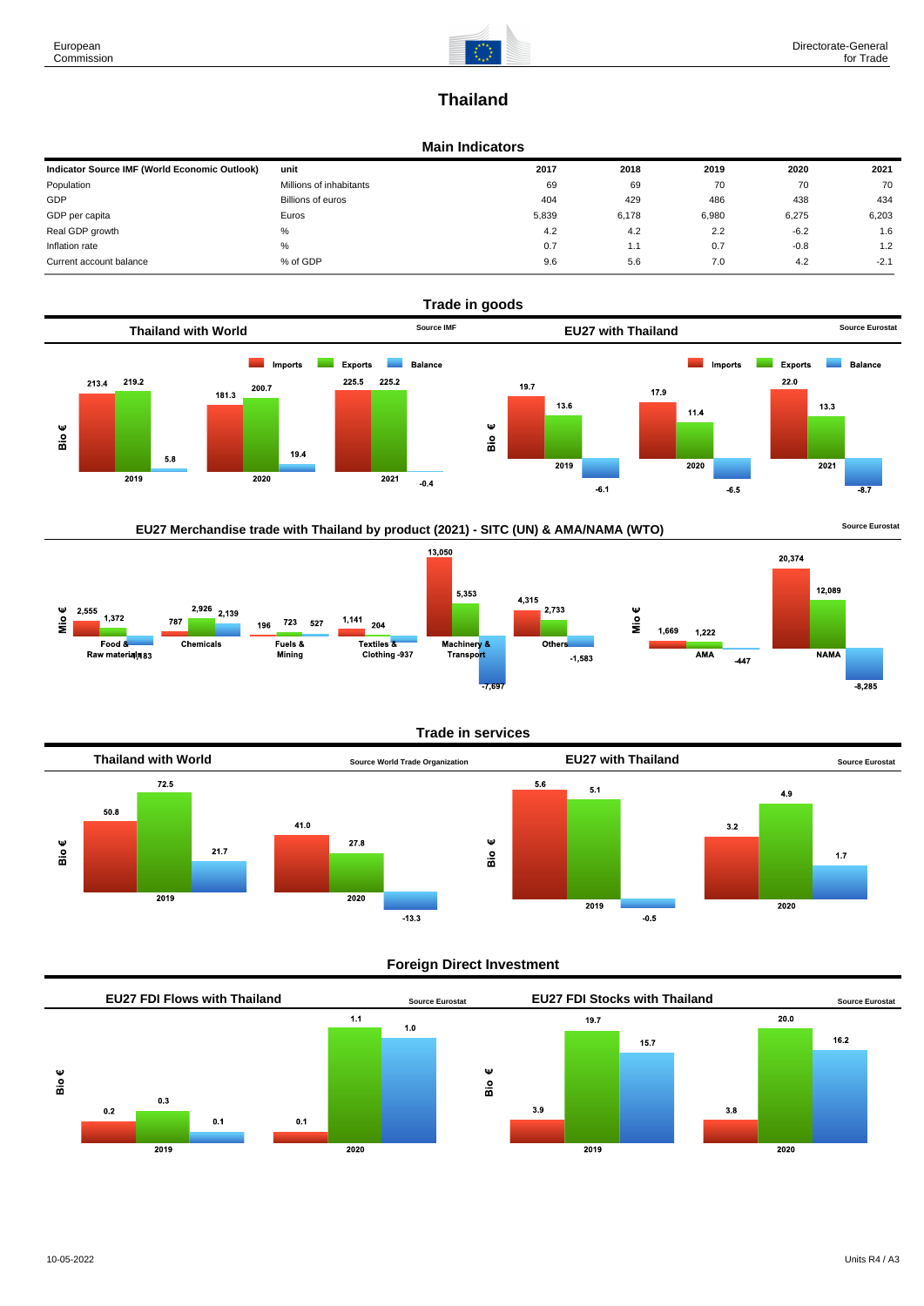# Thailand

## Main Indicators

| Indicator Source IMF (World Economic Outlook) | unit | 2017 | 2018 | 2019 | 2020 | 2021 |
|---|---|---|---|---|---|---|
| Population | Millions of inhabitants | 69 | 69 | 70 | 70 | 70 |
| GDP | Billions of euros | 404 | 429 | 486 | 438 | 434 |
| GDP per capita | Euros | 5,839 | 6,178 | 6,980 | 6,275 | 6,203 |
| Real GDP growth | % | 4.2 | 4.2 | 2.2 | -6.2 | 1.6 |
| Inflation rate | % | 0.7 | 1.1 | 0.7 | -0.8 | 1.2 |
| Current account balance | % of GDP | 9.6 | 5.6 | 7.0 | 4.2 | -2.1 |

## Trade in goods

### Thailand with World

Source IMF

Bio €

| | Imports | Exports | Balance |
|---|---|---|---|
| 2019 | 213.4 | 219.2 | 5.8 |
| 2020 | 181.3 | 200.7 | 19.4 |
| 2021 | 225.5 | 225.2 | -0.4 |

### EU27 with Thailand

Source Eurostat

Bio €

| | Imports | Exports | Balance |
|---|---|---|---|
| 2019 | 19.7 | 13.6 | -6.1 |
| 2020 | 17.9 | 11.4 | -6.5 |
| 2021 | 22.0 | 13.3 | -8.7 |

### EU27 Merchandise trade with Thailand by product (2021) - SITC (UN) & AMA/NAMA (WTO)

Source Eurostat

Mio €

| | Imports | Exports | Balance |
|---|---|---|---|
| Food & Raw materials | 2,555 | 1,372 | -1,183 |
| Chemicals | 787 | 2,926 | 2,139 |
| Fuels & Mining | 196 | 723 | 527 |
| Textiles & Clothing | 1,141 | 204 | -937 |
| Machinery & Transport | 13,050 | 5,353 | -7,697 |
| Others | 4,315 | 2,733 | -1,583 |
| AMA | 1,669 | 1,222 | -447 |
| NAMA | 20,374 | 12,089 | -8,285 |

## Trade in services

### Thailand with World

Source World Trade Organization

Bio €

| | Imports | Exports | Balance |
|---|---|---|---|
| 2019 | 50.8 | 72.5 | 21.7 |
| 2020 | 41.0 | 27.8 | -13.3 |

### EU27 with Thailand

Source Eurostat

Bio €

| | Imports | Exports | Balance |
|---|---|---|---|
| 2019 | 5.6 | 5.1 | -0.5 |
| 2020 | 3.2 | 4.9 | 1.7 |

## Foreign Direct Investment

### EU27 FDI Flows with Thailand

Source Eurostat

Bio €

| | Inward | Outward | Balance |
|---|---|---|---|
| 2019 | 0.2 | 0.3 | 0.1 |
| 2020 | 0.1 | 1.1 | 1.0 |

### EU27 FDI Stocks with Thailand

Source Eurostat

Bio €

| | Inward | Outward | Balance |
|---|---|---|---|
| 2019 | 3.9 | 19.7 | 15.7 |
| 2020 | 3.8 | 20.0 | 16.2 |

10-05-2022

Units R4 / A3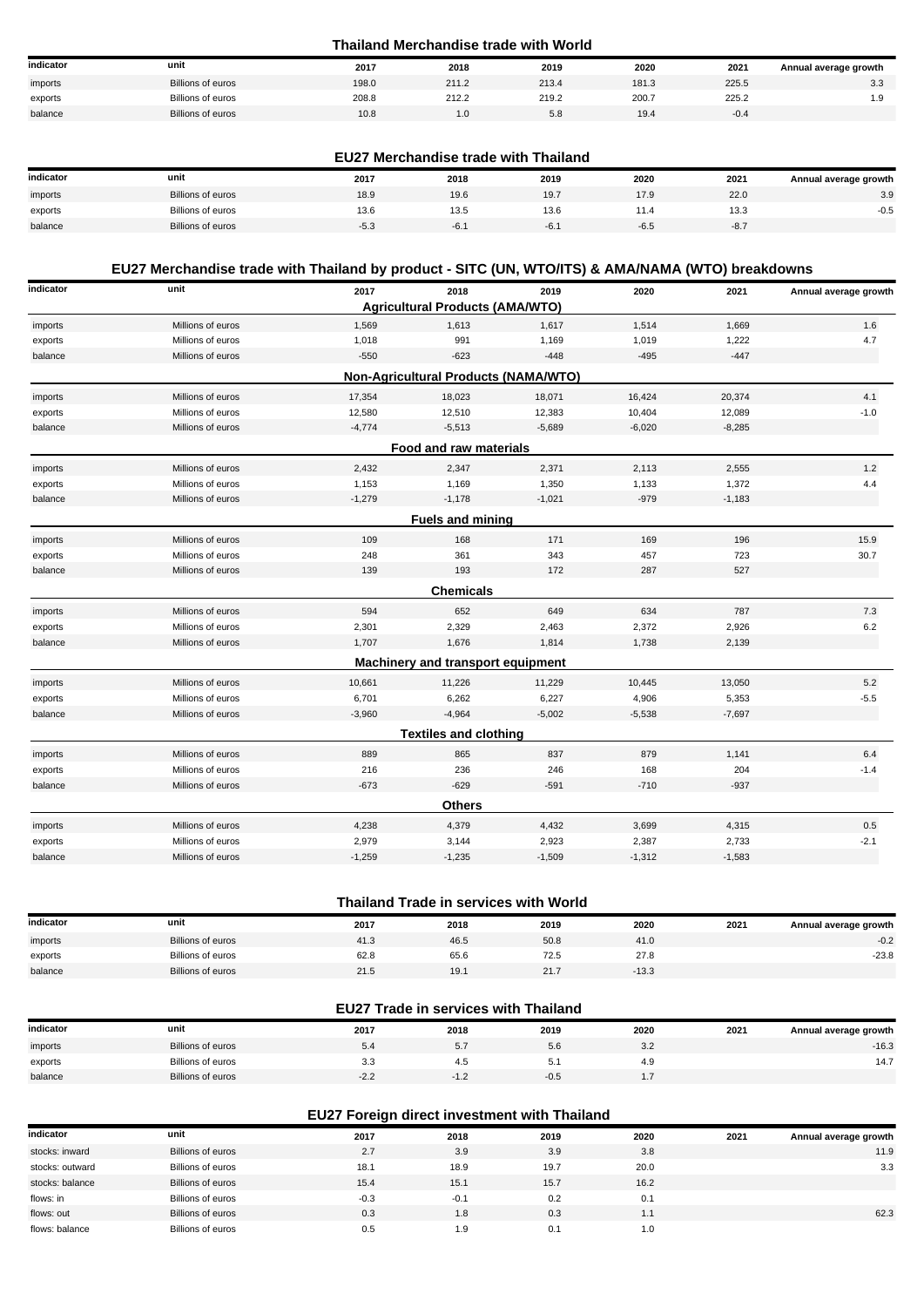## Thailand Merchandise trade with World

| indicator | unit | 2017 | 2018 | 2019 | 2020 | 2021 | Annual average growth |
|---|---|---|---|---|---|---|---|
| imports | Billions of euros | 198.0 | 211.2 | 213.4 | 181.3 | 225.5 | 3.3 |
| exports | Billions of euros | 208.8 | 212.2 | 219.2 | 200.7 | 225.2 | 1.9 |
| balance | Billions of euros | 10.8 | 1.0 | 5.8 | 19.4 | -0.4 | |

## EU27 Merchandise trade with Thailand

| indicator | unit | 2017 | 2018 | 2019 | 2020 | 2021 | Annual average growth |
|---|---|---|---|---|---|---|---|
| imports | Billions of euros | 18.9 | 19.6 | 19.7 | 17.9 | 22.0 | 3.9 |
| exports | Billions of euros | 13.6 | 13.5 | 13.6 | 11.4 | 13.3 | -0.5 |
| balance | Billions of euros | -5.3 | -6.1 | -6.1 | -6.5 | -8.7 | |

## EU27 Merchandise trade with Thailand by product - SITC (UN, WTO/ITS) & AMA/NAMA (WTO) breakdowns

| indicator | unit | 2017 | 2018 | 2019 | 2020 | 2021 | Annual average growth |
|---|---|---|---|---|---|---|---|
| | | | **Agricultural Products (AMA/WTO)** | | | | |
| imports | Millions of euros | 1,569 | 1,613 | 1,617 | 1,514 | 1,669 | 1.6 |
| exports | Millions of euros | 1,018 | 991 | 1,169 | 1,019 | 1,222 | 4.7 |
| balance | Millions of euros | -550 | -623 | -448 | -495 | -447 | |
| | | | **Non-Agricultural Products (NAMA/WTO)** | | | | |
| imports | Millions of euros | 17,354 | 18,023 | 18,071 | 16,424 | 20,374 | 4.1 |
| exports | Millions of euros | 12,580 | 12,510 | 12,383 | 10,404 | 12,089 | -1.0 |
| balance | Millions of euros | -4,774 | -5,513 | -5,689 | -6,020 | -8,285 | |
| | | | **Food and raw materials** | | | | |
| imports | Millions of euros | 2,432 | 2,347 | 2,371 | 2,113 | 2,555 | 1.2 |
| exports | Millions of euros | 1,153 | 1,169 | 1,350 | 1,133 | 1,372 | 4.4 |
| balance | Millions of euros | -1,279 | -1,178 | -1,021 | -979 | -1,183 | |
| | | | **Fuels and mining** | | | | |
| imports | Millions of euros | 109 | 168 | 171 | 169 | 196 | 15.9 |
| exports | Millions of euros | 248 | 361 | 343 | 457 | 723 | 30.7 |
| balance | Millions of euros | 139 | 193 | 172 | 287 | 527 | |
| | | | **Chemicals** | | | | |
| imports | Millions of euros | 594 | 652 | 649 | 634 | 787 | 7.3 |
| exports | Millions of euros | 2,301 | 2,329 | 2,463 | 2,372 | 2,926 | 6.2 |
| balance | Millions of euros | 1,707 | 1,676 | 1,814 | 1,738 | 2,139 | |
| | | | **Machinery and transport equipment** | | | | |
| imports | Millions of euros | 10,661 | 11,226 | 11,229 | 10,445 | 13,050 | 5.2 |
| exports | Millions of euros | 6,701 | 6,262 | 6,227 | 4,906 | 5,353 | -5.5 |
| balance | Millions of euros | -3,960 | -4,964 | -5,002 | -5,538 | -7,697 | |
| | | | **Textiles and clothing** | | | | |
| imports | Millions of euros | 889 | 865 | 837 | 879 | 1,141 | 6.4 |
| exports | Millions of euros | 216 | 236 | 246 | 168 | 204 | -1.4 |
| balance | Millions of euros | -673 | -629 | -591 | -710 | -937 | |
| | | | **Others** | | | | |
| imports | Millions of euros | 4,238 | 4,379 | 4,432 | 3,699 | 4,315 | 0.5 |
| exports | Millions of euros | 2,979 | 3,144 | 2,923 | 2,387 | 2,733 | -2.1 |
| balance | Millions of euros | -1,259 | -1,235 | -1,509 | -1,312 | -1,583 | |

## Thailand Trade in services with World

| indicator | unit | 2017 | 2018 | 2019 | 2020 | 2021 | Annual average growth |
|---|---|---|---|---|---|---|---|
| imports | Billions of euros | 41.3 | 46.5 | 50.8 | 41.0 | | -0.2 |
| exports | Billions of euros | 62.8 | 65.6 | 72.5 | 27.8 | | -23.8 |
| balance | Billions of euros | 21.5 | 19.1 | 21.7 | -13.3 | | |

## EU27 Trade in services with Thailand

| indicator | unit | 2017 | 2018 | 2019 | 2020 | 2021 | Annual average growth |
|---|---|---|---|---|---|---|---|
| imports | Billions of euros | 5.4 | 5.7 | 5.6 | 3.2 | | -16.3 |
| exports | Billions of euros | 3.3 | 4.5 | 5.1 | 4.9 | | 14.7 |
| balance | Billions of euros | -2.2 | -1.2 | -0.5 | 1.7 | | |

## EU27 Foreign direct investment with Thailand

| indicator | unit | 2017 | 2018 | 2019 | 2020 | 2021 | Annual average growth |
|---|---|---|---|---|---|---|---|
| stocks: inward | Billions of euros | 2.7 | 3.9 | 3.9 | 3.8 | | 11.9 |
| stocks: outward | Billions of euros | 18.1 | 18.9 | 19.7 | 20.0 | | 3.3 |
| stocks: balance | Billions of euros | 15.4 | 15.1 | 15.7 | 16.2 | | |
| flows: in | Billions of euros | -0.3 | -0.1 | 0.2 | 0.1 | | |
| flows: out | Billions of euros | 0.3 | 1.8 | 0.3 | 1.1 | | 62.3 |
| flows: balance | Billions of euros | 0.5 | 1.9 | 0.1 | 1.0 | | |